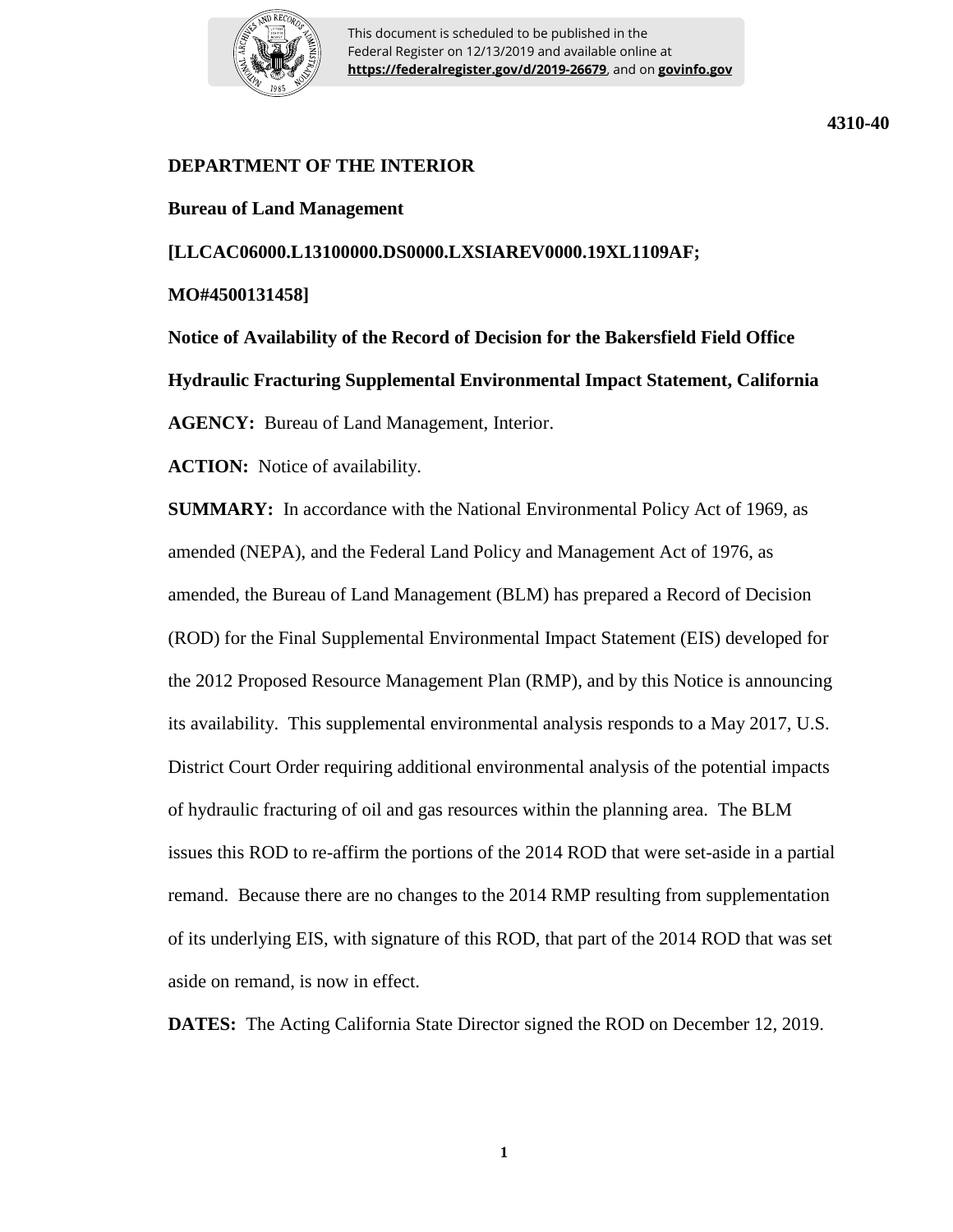This document is scheduled to be published in the Federal Register on 12/13/2019 and available online at **https://federalregister.gov/d/2019-26679**, and on **govinfo.gov**

**4310-40**

**DEPARTMENT OF THE INTERIOR**

**Bureau of Land Management**

**[LLCAC06000.L13100000.DS0000.LXSIAREV0000.19XL1109AF; MO#4500131458]**

**Notice of Availability of the Record of Decision for the Bakersfield Field Office Hydraulic Fracturing Supplemental Environmental Impact Statement, California**

**AGENCY:** Bureau of Land Management, Interior.

**ACTION:** Notice of availability.

**SUMMARY:** In accordance with the National Environmental Policy Act of 1969, as amended (NEPA), and the Federal Land Policy and Management Act of 1976, as amended, the Bureau of Land Management (BLM) has prepared a Record of Decision (ROD) for the Final Supplemental Environmental Impact Statement (EIS) developed for the 2012 Proposed Resource Management Plan (RMP), and by this Notice is announcing its availability. This supplemental environmental analysis responds to a May 2017, U.S. District Court Order requiring additional environmental analysis of the potential impacts of hydraulic fracturing of oil and gas resources within the planning area. The BLM issues this ROD to re-affirm the portions of the 2014 ROD that were set-aside in a partial remand. Because there are no changes to the 2014 RMP resulting from supplementation of its underlying EIS, with signature of this ROD, that part of the 2014 ROD that was set aside on remand, is now in effect.

**DATES:** The Acting California State Director signed the ROD on December 12, 2019.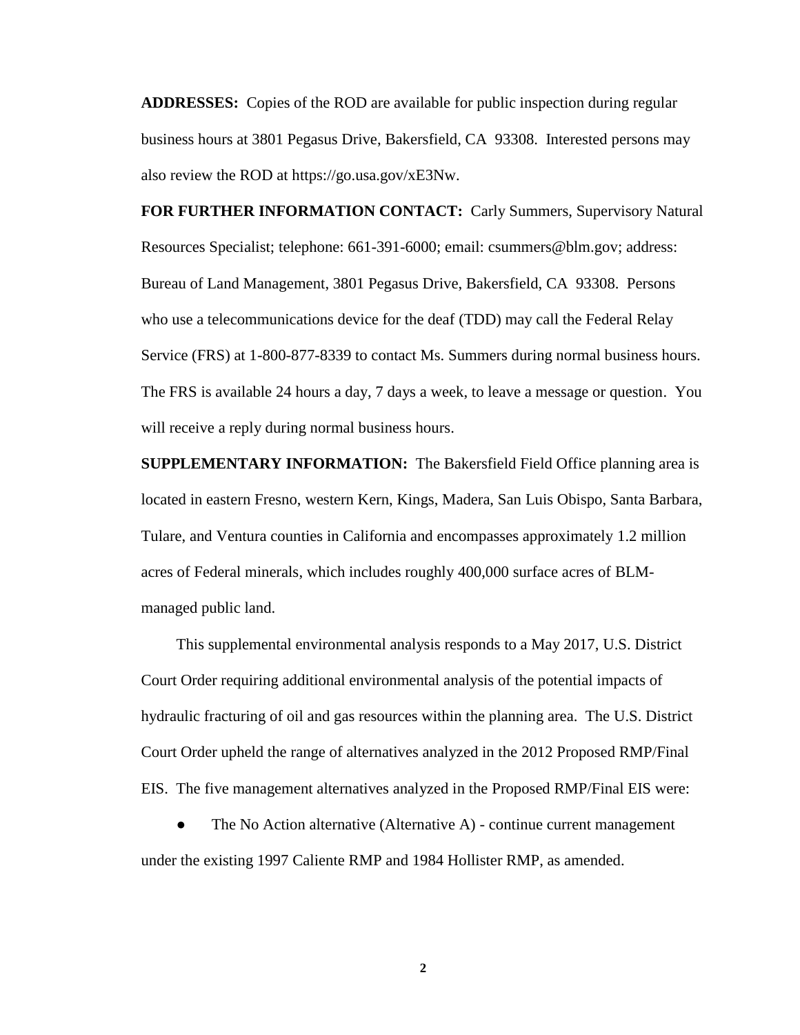**ADDRESSES:** Copies of the ROD are available for public inspection during regular business hours at 3801 Pegasus Drive, Bakersfield, CA 93308. Interested persons may also review the ROD at https://go.usa.gov/xE3Nw.

**FOR FURTHER INFORMATION CONTACT:** Carly Summers, Supervisory Natural Resources Specialist; telephone: 661-391-6000; email: csummers@blm.gov; address: Bureau of Land Management, 3801 Pegasus Drive, Bakersfield, CA 93308. Persons who use a telecommunications device for the deaf (TDD) may call the Federal Relay Service (FRS) at 1-800-877-8339 to contact Ms. Summers during normal business hours. The FRS is available 24 hours a day, 7 days a week, to leave a message or question. You will receive a reply during normal business hours.

**SUPPLEMENTARY INFORMATION:** The Bakersfield Field Office planning area is located in eastern Fresno, western Kern, Kings, Madera, San Luis Obispo, Santa Barbara, Tulare, and Ventura counties in California and encompasses approximately 1.2 million acres of Federal minerals, which includes roughly 400,000 surface acres of BLM-managed public land.

This supplemental environmental analysis responds to a May 2017, U.S. District Court Order requiring additional environmental analysis of the potential impacts of hydraulic fracturing of oil and gas resources within the planning area. The U.S. District Court Order upheld the range of alternatives analyzed in the 2012 Proposed RMP/Final EIS. The five management alternatives analyzed in the Proposed RMP/Final EIS were:

- The No Action alternative (Alternative A) - continue current management under the existing 1997 Caliente RMP and 1984 Hollister RMP, as amended.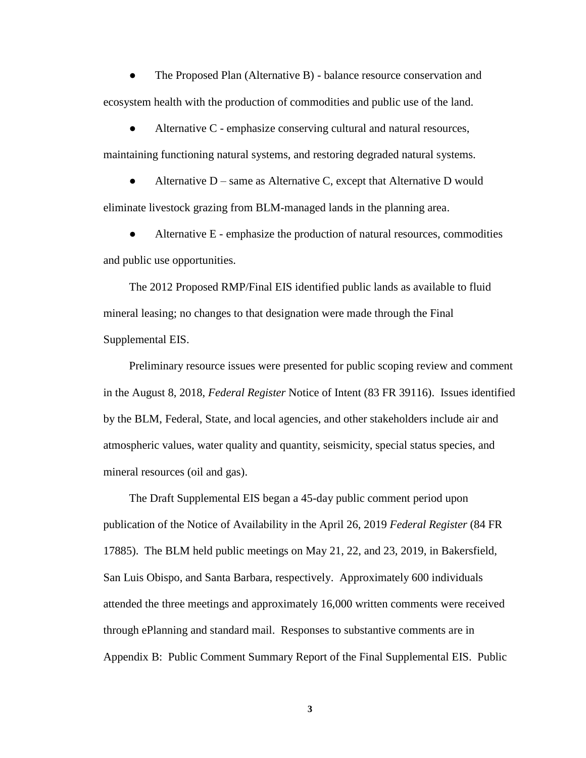- The Proposed Plan (Alternative B) - balance resource conservation and ecosystem health with the production of commodities and public use of the land.
- Alternative C - emphasize conserving cultural and natural resources, maintaining functioning natural systems, and restoring degraded natural systems.
- Alternative D – same as Alternative C, except that Alternative D would eliminate livestock grazing from BLM-managed lands in the planning area.
- Alternative E - emphasize the production of natural resources, commodities and public use opportunities.

The 2012 Proposed RMP/Final EIS identified public lands as available to fluid mineral leasing; no changes to that designation were made through the Final Supplemental EIS.

Preliminary resource issues were presented for public scoping review and comment in the August 8, 2018, *Federal Register* Notice of Intent (83 FR 39116). Issues identified by the BLM, Federal, State, and local agencies, and other stakeholders include air and atmospheric values, water quality and quantity, seismicity, special status species, and mineral resources (oil and gas).

The Draft Supplemental EIS began a 45-day public comment period upon publication of the Notice of Availability in the April 26, 2019 *Federal Register* (84 FR 17885). The BLM held public meetings on May 21, 22, and 23, 2019, in Bakersfield, San Luis Obispo, and Santa Barbara, respectively. Approximately 600 individuals attended the three meetings and approximately 16,000 written comments were received through ePlanning and standard mail. Responses to substantive comments are in Appendix B: Public Comment Summary Report of the Final Supplemental EIS. Public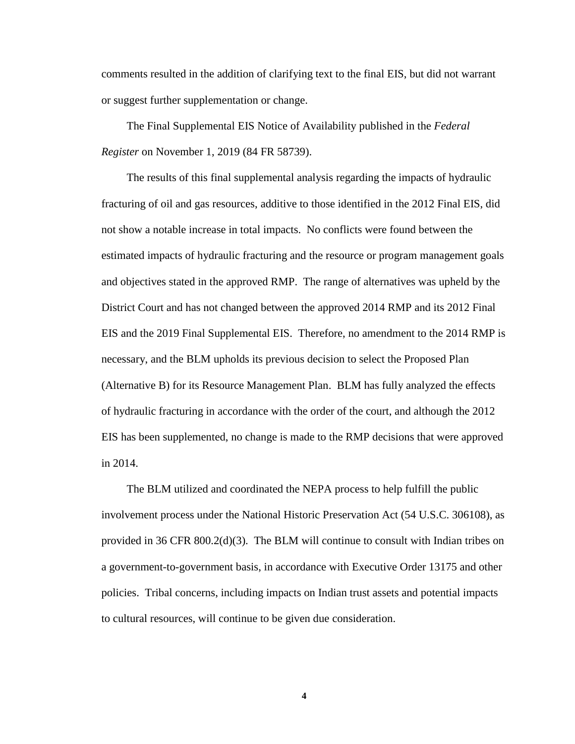comments resulted in the addition of clarifying text to the final EIS, but did not warrant or suggest further supplementation or change.

The Final Supplemental EIS Notice of Availability published in the *Federal Register* on November 1, 2019 (84 FR 58739).

The results of this final supplemental analysis regarding the impacts of hydraulic fracturing of oil and gas resources, additive to those identified in the 2012 Final EIS, did not show a notable increase in total impacts. No conflicts were found between the estimated impacts of hydraulic fracturing and the resource or program management goals and objectives stated in the approved RMP. The range of alternatives was upheld by the District Court and has not changed between the approved 2014 RMP and its 2012 Final EIS and the 2019 Final Supplemental EIS. Therefore, no amendment to the 2014 RMP is necessary, and the BLM upholds its previous decision to select the Proposed Plan (Alternative B) for its Resource Management Plan. BLM has fully analyzed the effects of hydraulic fracturing in accordance with the order of the court, and although the 2012 EIS has been supplemented, no change is made to the RMP decisions that were approved in 2014.

The BLM utilized and coordinated the NEPA process to help fulfill the public involvement process under the National Historic Preservation Act (54 U.S.C. 306108), as provided in 36 CFR 800.2(d)(3). The BLM will continue to consult with Indian tribes on a government-to-government basis, in accordance with Executive Order 13175 and other policies. Tribal concerns, including impacts on Indian trust assets and potential impacts to cultural resources, will continue to be given due consideration.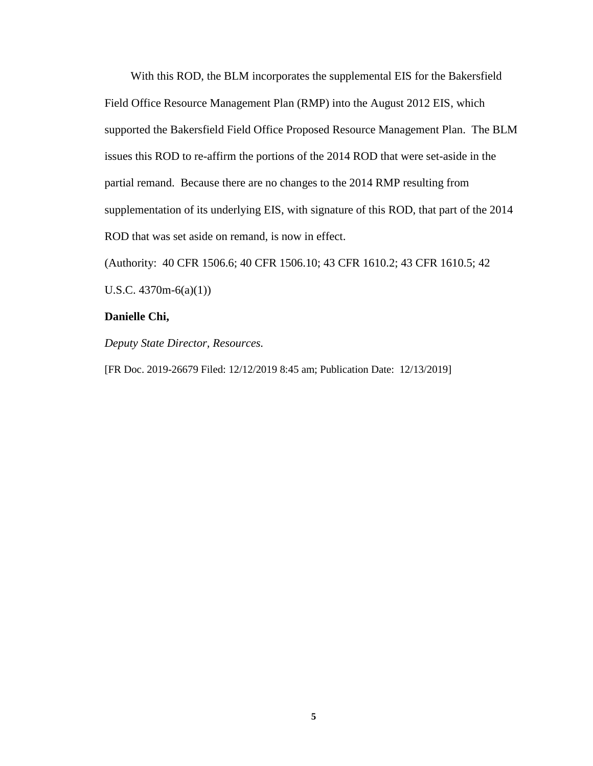With this ROD, the BLM incorporates the supplemental EIS for the Bakersfield Field Office Resource Management Plan (RMP) into the August 2012 EIS, which supported the Bakersfield Field Office Proposed Resource Management Plan. The BLM issues this ROD to re-affirm the portions of the 2014 ROD that were set-aside in the partial remand. Because there are no changes to the 2014 RMP resulting from supplementation of its underlying EIS, with signature of this ROD, that part of the 2014 ROD that was set aside on remand, is now in effect.

(Authority: 40 CFR 1506.6; 40 CFR 1506.10; 43 CFR 1610.2; 43 CFR 1610.5; 42 U.S.C. 4370m-6(a)(1))

**Danielle Chi,**

*Deputy State Director, Resources.*

[FR Doc. 2019-26679 Filed: 12/12/2019 8:45 am; Publication Date: 12/13/2019]